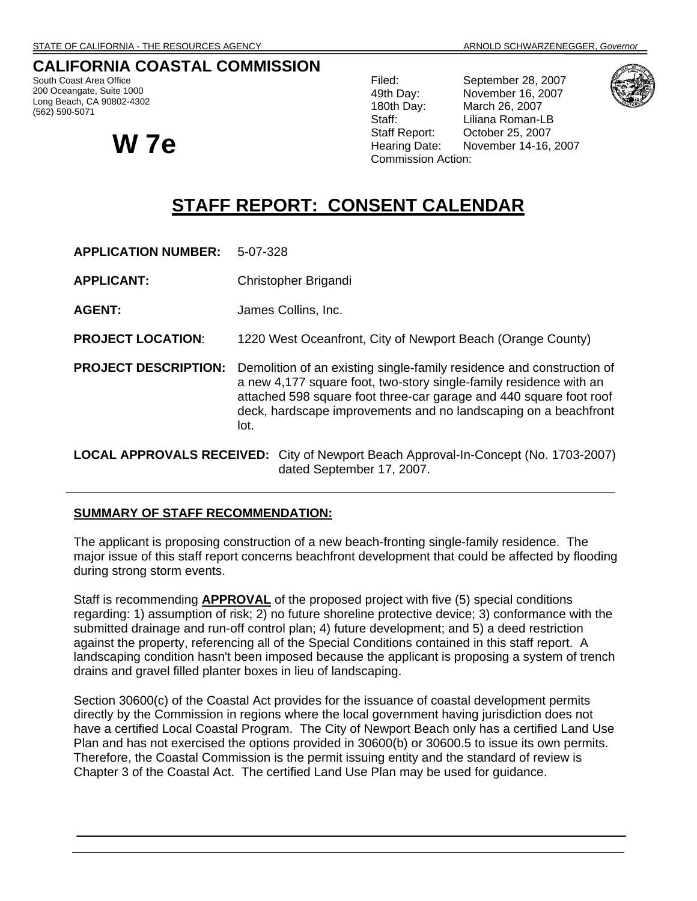STATE OF CALIFORNIA - THE RESOURCES AGENCY ARNOLD SCHWARZENEGGER, *Governor*

# CALIFORNIA COASTAL COMMISSION

South Coast Area Office
200 Oceangate, Suite 1000
Long Beach, CA 90802-4302
(562) 590-5071

| | |
|---|---|
| Filed: | September 28, 2007 |
| 49th Day: | November 16, 2007 |
| 180th Day: | March 26, 2007 |
| Staff: | Liliana Roman-LB |
| Staff Report: | October 25, 2007 |
| Hearing Date: | November 14-16, 2007 |
| Commission Action: | |

# W 7e

## STAFF REPORT: CONSENT CALENDAR

**APPLICATION NUMBER:** 5-07-328

**APPLICANT:** Christopher Brigandi

**AGENT:** James Collins, Inc.

**PROJECT LOCATION:** 1220 West Oceanfront, City of Newport Beach (Orange County)

**PROJECT DESCRIPTION:** Demolition of an existing single-family residence and construction of a new 4,177 square foot, two-story single-family residence with an attached 598 square foot three-car garage and 440 square foot roof deck, hardscape improvements and no landscaping on a beachfront lot.

**LOCAL APPROVALS RECEIVED:** City of Newport Beach Approval-In-Concept (No. 1703-2007) dated September 17, 2007.

---

### SUMMARY OF STAFF RECOMMENDATION:

The applicant is proposing construction of a new beach-fronting single-family residence. The major issue of this staff report concerns beachfront development that could be affected by flooding during strong storm events.

Staff is recommending **APPROVAL** of the proposed project with five (5) special conditions regarding: 1) assumption of risk; 2) no future shoreline protective device; 3) conformance with the submitted drainage and run-off control plan; 4) future development; and 5) a deed restriction against the property, referencing all of the Special Conditions contained in this staff report. A landscaping condition hasn't been imposed because the applicant is proposing a system of trench drains and gravel filled planter boxes in lieu of landscaping.

Section 30600(c) of the Coastal Act provides for the issuance of coastal development permits directly by the Commission in regions where the local government having jurisdiction does not have a certified Local Coastal Program. The City of Newport Beach only has a certified Land Use Plan and has not exercised the options provided in 30600(b) or 30600.5 to issue its own permits. Therefore, the Coastal Commission is the permit issuing entity and the standard of review is Chapter 3 of the Coastal Act. The certified Land Use Plan may be used for guidance.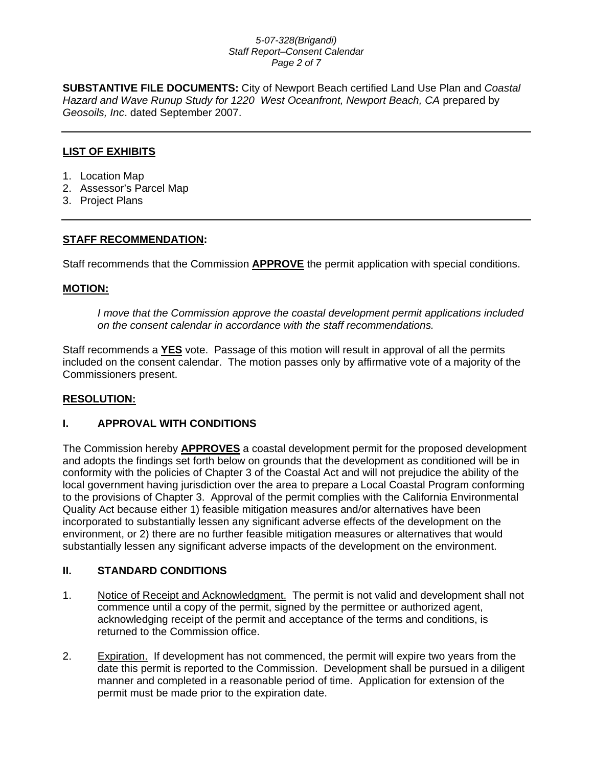**SUBSTANTIVE FILE DOCUMENTS:** City of Newport Beach certified Land Use Plan and *Coastal Hazard and Wave Runup Study for 1220 West Oceanfront, Newport Beach, CA* prepared by *Geosoils, Inc*. dated September 2007.

---

**LIST OF EXHIBITS**

1. Location Map
2. Assessor's Parcel Map
3. Project Plans

---

**STAFF RECOMMENDATION:**

Staff recommends that the Commission **APPROVE** the permit application with special conditions.

**MOTION:**

> *I move that the Commission approve the coastal development permit applications included on the consent calendar in accordance with the staff recommendations.*

Staff recommends a **YES** vote. Passage of this motion will result in approval of all the permits included on the consent calendar. The motion passes only by affirmative vote of a majority of the Commissioners present.

**RESOLUTION:**

## I. APPROVAL WITH CONDITIONS

The Commission hereby **APPROVES** a coastal development permit for the proposed development and adopts the findings set forth below on grounds that the development as conditioned will be in conformity with the policies of Chapter 3 of the Coastal Act and will not prejudice the ability of the local government having jurisdiction over the area to prepare a Local Coastal Program conforming to the provisions of Chapter 3. Approval of the permit complies with the California Environmental Quality Act because either 1) feasible mitigation measures and/or alternatives have been incorporated to substantially lessen any significant adverse effects of the development on the environment, or 2) there are no further feasible mitigation measures or alternatives that would substantially lessen any significant adverse impacts of the development on the environment.

## II. STANDARD CONDITIONS

1. Notice of Receipt and Acknowledgment. The permit is not valid and development shall not commence until a copy of the permit, signed by the permittee or authorized agent, acknowledging receipt of the permit and acceptance of the terms and conditions, is returned to the Commission office.

2. Expiration. If development has not commenced, the permit will expire two years from the date this permit is reported to the Commission. Development shall be pursued in a diligent manner and completed in a reasonable period of time. Application for extension of the permit must be made prior to the expiration date.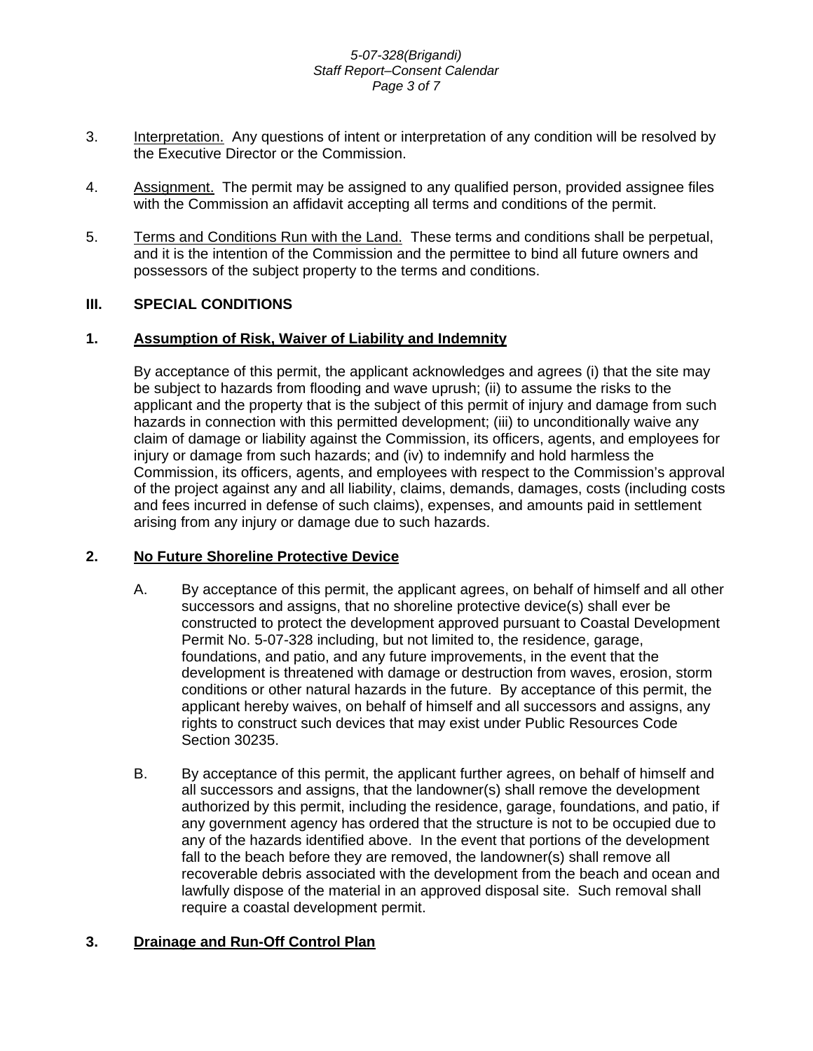3. <u>Interpretation.</u> Any questions of intent or interpretation of any condition will be resolved by the Executive Director or the Commission.

4. <u>Assignment.</u> The permit may be assigned to any qualified person, provided assignee files with the Commission an affidavit accepting all terms and conditions of the permit.

5. <u>Terms and Conditions Run with the Land.</u> These terms and conditions shall be perpetual, and it is the intention of the Commission and the permittee to bind all future owners and possessors of the subject property to the terms and conditions.

## III. SPECIAL CONDITIONS

### 1. Assumption of Risk, Waiver of Liability and Indemnity

By acceptance of this permit, the applicant acknowledges and agrees (i) that the site may be subject to hazards from flooding and wave uprush; (ii) to assume the risks to the applicant and the property that is the subject of this permit of injury and damage from such hazards in connection with this permitted development; (iii) to unconditionally waive any claim of damage or liability against the Commission, its officers, agents, and employees for injury or damage from such hazards; and (iv) to indemnify and hold harmless the Commission, its officers, agents, and employees with respect to the Commission's approval of the project against any and all liability, claims, demands, damages, costs (including costs and fees incurred in defense of such claims), expenses, and amounts paid in settlement arising from any injury or damage due to such hazards.

### 2. No Future Shoreline Protective Device

A. By acceptance of this permit, the applicant agrees, on behalf of himself and all other successors and assigns, that no shoreline protective device(s) shall ever be constructed to protect the development approved pursuant to Coastal Development Permit No. 5-07-328 including, but not limited to, the residence, garage, foundations, and patio, and any future improvements, in the event that the development is threatened with damage or destruction from waves, erosion, storm conditions or other natural hazards in the future. By acceptance of this permit, the applicant hereby waives, on behalf of himself and all successors and assigns, any rights to construct such devices that may exist under Public Resources Code Section 30235.

B. By acceptance of this permit, the applicant further agrees, on behalf of himself and all successors and assigns, that the landowner(s) shall remove the development authorized by this permit, including the residence, garage, foundations, and patio, if any government agency has ordered that the structure is not to be occupied due to any of the hazards identified above. In the event that portions of the development fall to the beach before they are removed, the landowner(s) shall remove all recoverable debris associated with the development from the beach and ocean and lawfully dispose of the material in an approved disposal site. Such removal shall require a coastal development permit.

### 3. Drainage and Run-Off Control Plan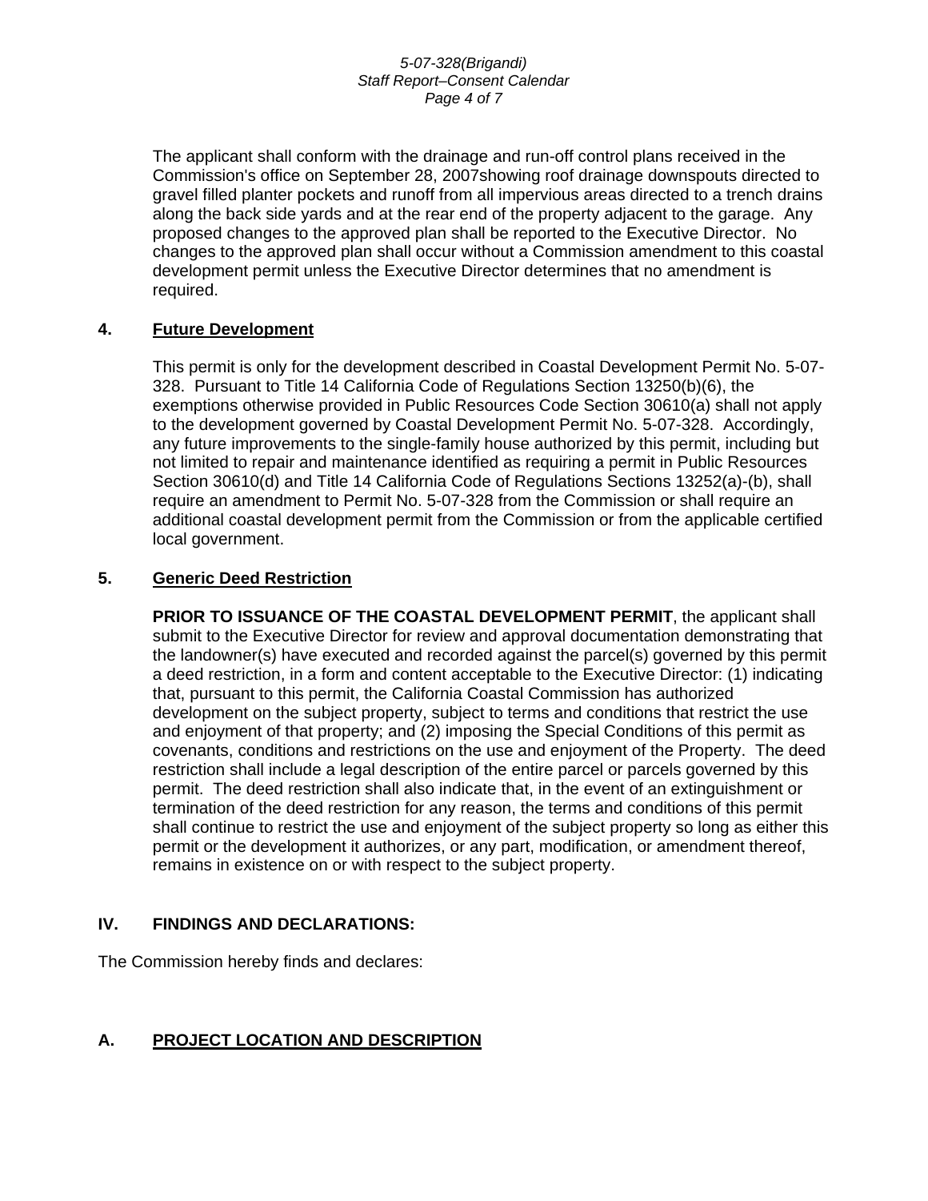The applicant shall conform with the drainage and run-off control plans received in the Commission's office on September 28, 2007showing roof drainage downspouts directed to gravel filled planter pockets and runoff from all impervious areas directed to a trench drains along the back side yards and at the rear end of the property adjacent to the garage. Any proposed changes to the approved plan shall be reported to the Executive Director. No changes to the approved plan shall occur without a Commission amendment to this coastal development permit unless the Executive Director determines that no amendment is required.

**4. Future Development**

This permit is only for the development described in Coastal Development Permit No. 5-07-328. Pursuant to Title 14 California Code of Regulations Section 13250(b)(6), the exemptions otherwise provided in Public Resources Code Section 30610(a) shall not apply to the development governed by Coastal Development Permit No. 5-07-328. Accordingly, any future improvements to the single-family house authorized by this permit, including but not limited to repair and maintenance identified as requiring a permit in Public Resources Section 30610(d) and Title 14 California Code of Regulations Sections 13252(a)-(b), shall require an amendment to Permit No. 5-07-328 from the Commission or shall require an additional coastal development permit from the Commission or from the applicable certified local government.

**5. Generic Deed Restriction**

**PRIOR TO ISSUANCE OF THE COASTAL DEVELOPMENT PERMIT**, the applicant shall submit to the Executive Director for review and approval documentation demonstrating that the landowner(s) have executed and recorded against the parcel(s) governed by this permit a deed restriction, in a form and content acceptable to the Executive Director: (1) indicating that, pursuant to this permit, the California Coastal Commission has authorized development on the subject property, subject to terms and conditions that restrict the use and enjoyment of that property; and (2) imposing the Special Conditions of this permit as covenants, conditions and restrictions on the use and enjoyment of the Property. The deed restriction shall include a legal description of the entire parcel or parcels governed by this permit. The deed restriction shall also indicate that, in the event of an extinguishment or termination of the deed restriction for any reason, the terms and conditions of this permit shall continue to restrict the use and enjoyment of the subject property so long as either this permit or the development it authorizes, or any part, modification, or amendment thereof, remains in existence on or with respect to the subject property.

## IV. FINDINGS AND DECLARATIONS:

The Commission hereby finds and declares:

### A. PROJECT LOCATION AND DESCRIPTION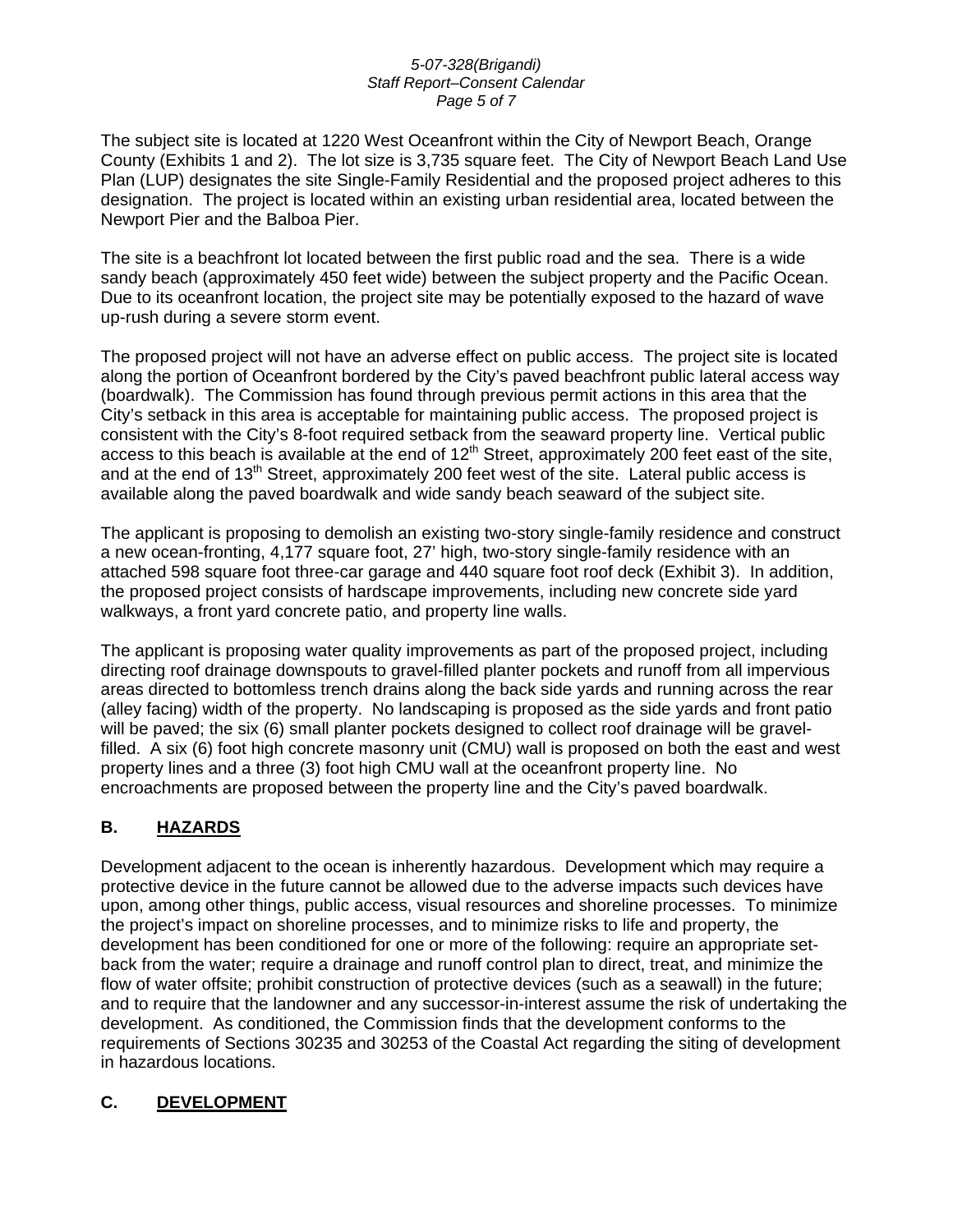The subject site is located at 1220 West Oceanfront within the City of Newport Beach, Orange County (Exhibits 1 and 2). The lot size is 3,735 square feet. The City of Newport Beach Land Use Plan (LUP) designates the site Single-Family Residential and the proposed project adheres to this designation. The project is located within an existing urban residential area, located between the Newport Pier and the Balboa Pier.

The site is a beachfront lot located between the first public road and the sea. There is a wide sandy beach (approximately 450 feet wide) between the subject property and the Pacific Ocean. Due to its oceanfront location, the project site may be potentially exposed to the hazard of wave up-rush during a severe storm event.

The proposed project will not have an adverse effect on public access. The project site is located along the portion of Oceanfront bordered by the City's paved beachfront public lateral access way (boardwalk). The Commission has found through previous permit actions in this area that the City's setback in this area is acceptable for maintaining public access. The proposed project is consistent with the City's 8-foot required setback from the seaward property line. Vertical public access to this beach is available at the end of 12th Street, approximately 200 feet east of the site, and at the end of 13th Street, approximately 200 feet west of the site. Lateral public access is available along the paved boardwalk and wide sandy beach seaward of the subject site.

The applicant is proposing to demolish an existing two-story single-family residence and construct a new ocean-fronting, 4,177 square foot, 27' high, two-story single-family residence with an attached 598 square foot three-car garage and 440 square foot roof deck (Exhibit 3). In addition, the proposed project consists of hardscape improvements, including new concrete side yard walkways, a front yard concrete patio, and property line walls.

The applicant is proposing water quality improvements as part of the proposed project, including directing roof drainage downspouts to gravel-filled planter pockets and runoff from all impervious areas directed to bottomless trench drains along the back side yards and running across the rear (alley facing) width of the property. No landscaping is proposed as the side yards and front patio will be paved; the six (6) small planter pockets designed to collect roof drainage will be gravel-filled. A six (6) foot high concrete masonry unit (CMU) wall is proposed on both the east and west property lines and a three (3) foot high CMU wall at the oceanfront property line. No encroachments are proposed between the property line and the City's paved boardwalk.

## B. HAZARDS

Development adjacent to the ocean is inherently hazardous. Development which may require a protective device in the future cannot be allowed due to the adverse impacts such devices have upon, among other things, public access, visual resources and shoreline processes. To minimize the project's impact on shoreline processes, and to minimize risks to life and property, the development has been conditioned for one or more of the following: require an appropriate set-back from the water; require a drainage and runoff control plan to direct, treat, and minimize the flow of water offsite; prohibit construction of protective devices (such as a seawall) in the future; and to require that the landowner and any successor-in-interest assume the risk of undertaking the development. As conditioned, the Commission finds that the development conforms to the requirements of Sections 30235 and 30253 of the Coastal Act regarding the siting of development in hazardous locations.

## C. DEVELOPMENT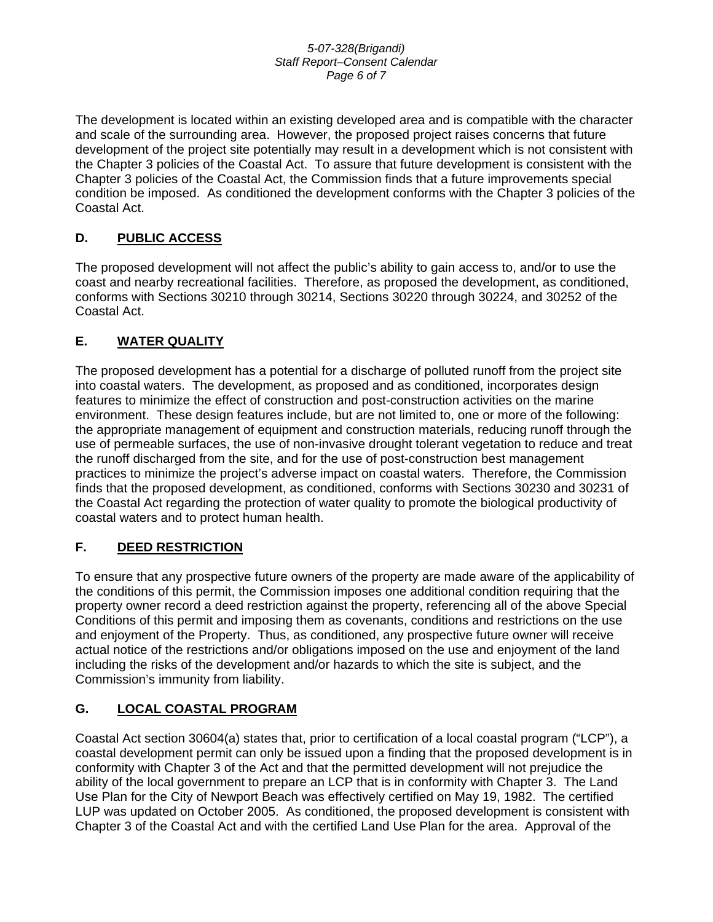The development is located within an existing developed area and is compatible with the character and scale of the surrounding area. However, the proposed project raises concerns that future development of the project site potentially may result in a development which is not consistent with the Chapter 3 policies of the Coastal Act. To assure that future development is consistent with the Chapter 3 policies of the Coastal Act, the Commission finds that a future improvements special condition be imposed. As conditioned the development conforms with the Chapter 3 policies of the Coastal Act.

## D. PUBLIC ACCESS

The proposed development will not affect the public's ability to gain access to, and/or to use the coast and nearby recreational facilities. Therefore, as proposed the development, as conditioned, conforms with Sections 30210 through 30214, Sections 30220 through 30224, and 30252 of the Coastal Act.

## E. WATER QUALITY

The proposed development has a potential for a discharge of polluted runoff from the project site into coastal waters. The development, as proposed and as conditioned, incorporates design features to minimize the effect of construction and post-construction activities on the marine environment. These design features include, but are not limited to, one or more of the following: the appropriate management of equipment and construction materials, reducing runoff through the use of permeable surfaces, the use of non-invasive drought tolerant vegetation to reduce and treat the runoff discharged from the site, and for the use of post-construction best management practices to minimize the project's adverse impact on coastal waters. Therefore, the Commission finds that the proposed development, as conditioned, conforms with Sections 30230 and 30231 of the Coastal Act regarding the protection of water quality to promote the biological productivity of coastal waters and to protect human health.

## F. DEED RESTRICTION

To ensure that any prospective future owners of the property are made aware of the applicability of the conditions of this permit, the Commission imposes one additional condition requiring that the property owner record a deed restriction against the property, referencing all of the above Special Conditions of this permit and imposing them as covenants, conditions and restrictions on the use and enjoyment of the Property. Thus, as conditioned, any prospective future owner will receive actual notice of the restrictions and/or obligations imposed on the use and enjoyment of the land including the risks of the development and/or hazards to which the site is subject, and the Commission's immunity from liability.

## G. LOCAL COASTAL PROGRAM

Coastal Act section 30604(a) states that, prior to certification of a local coastal program ("LCP"), a coastal development permit can only be issued upon a finding that the proposed development is in conformity with Chapter 3 of the Act and that the permitted development will not prejudice the ability of the local government to prepare an LCP that is in conformity with Chapter 3. The Land Use Plan for the City of Newport Beach was effectively certified on May 19, 1982. The certified LUP was updated on October 2005. As conditioned, the proposed development is consistent with Chapter 3 of the Coastal Act and with the certified Land Use Plan for the area. Approval of the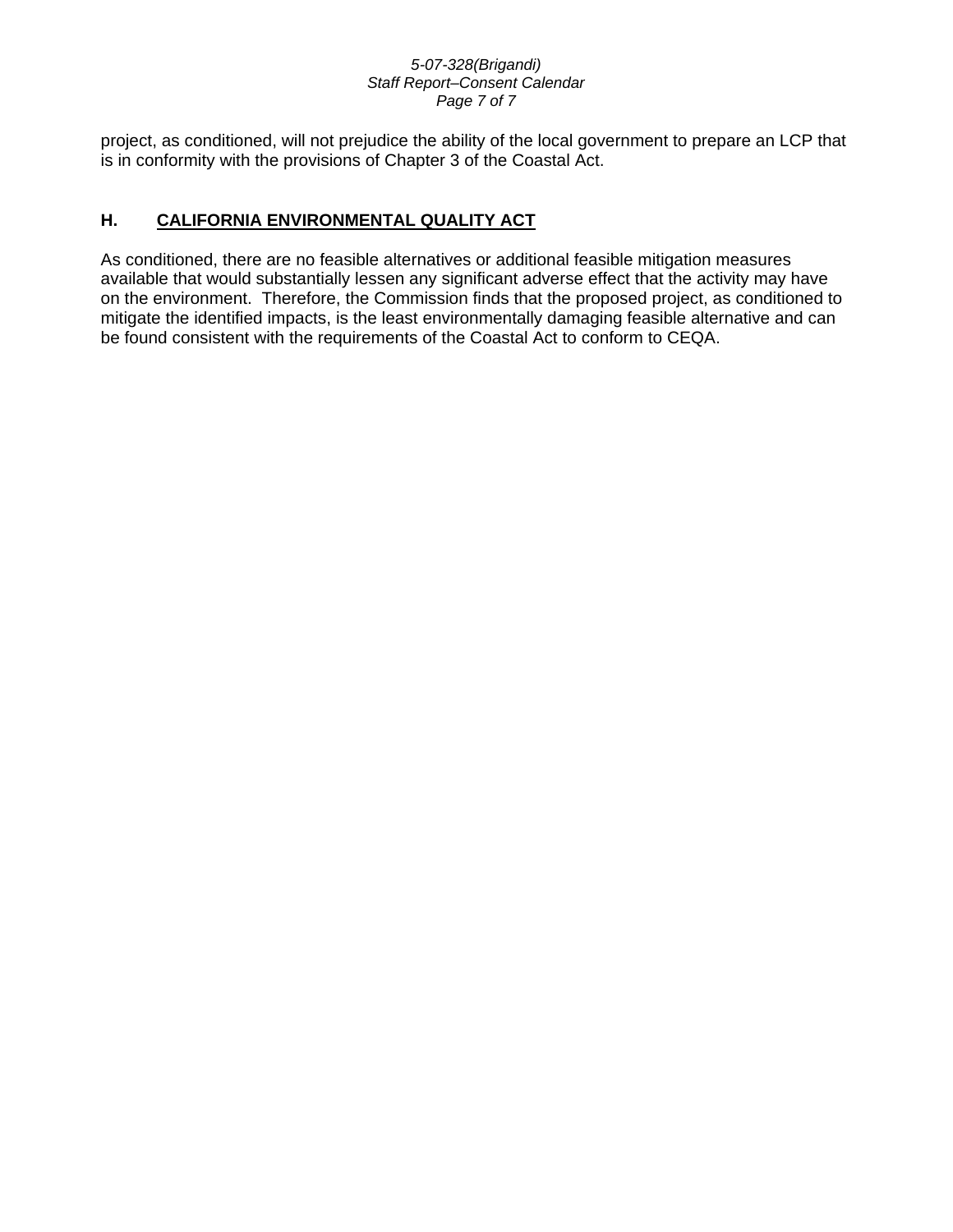project, as conditioned, will not prejudice the ability of the local government to prepare an LCP that is in conformity with the provisions of Chapter 3 of the Coastal Act.

## H. CALIFORNIA ENVIRONMENTAL QUALITY ACT

As conditioned, there are no feasible alternatives or additional feasible mitigation measures available that would substantially lessen any significant adverse effect that the activity may have on the environment. Therefore, the Commission finds that the proposed project, as conditioned to mitigate the identified impacts, is the least environmentally damaging feasible alternative and can be found consistent with the requirements of the Coastal Act to conform to CEQA.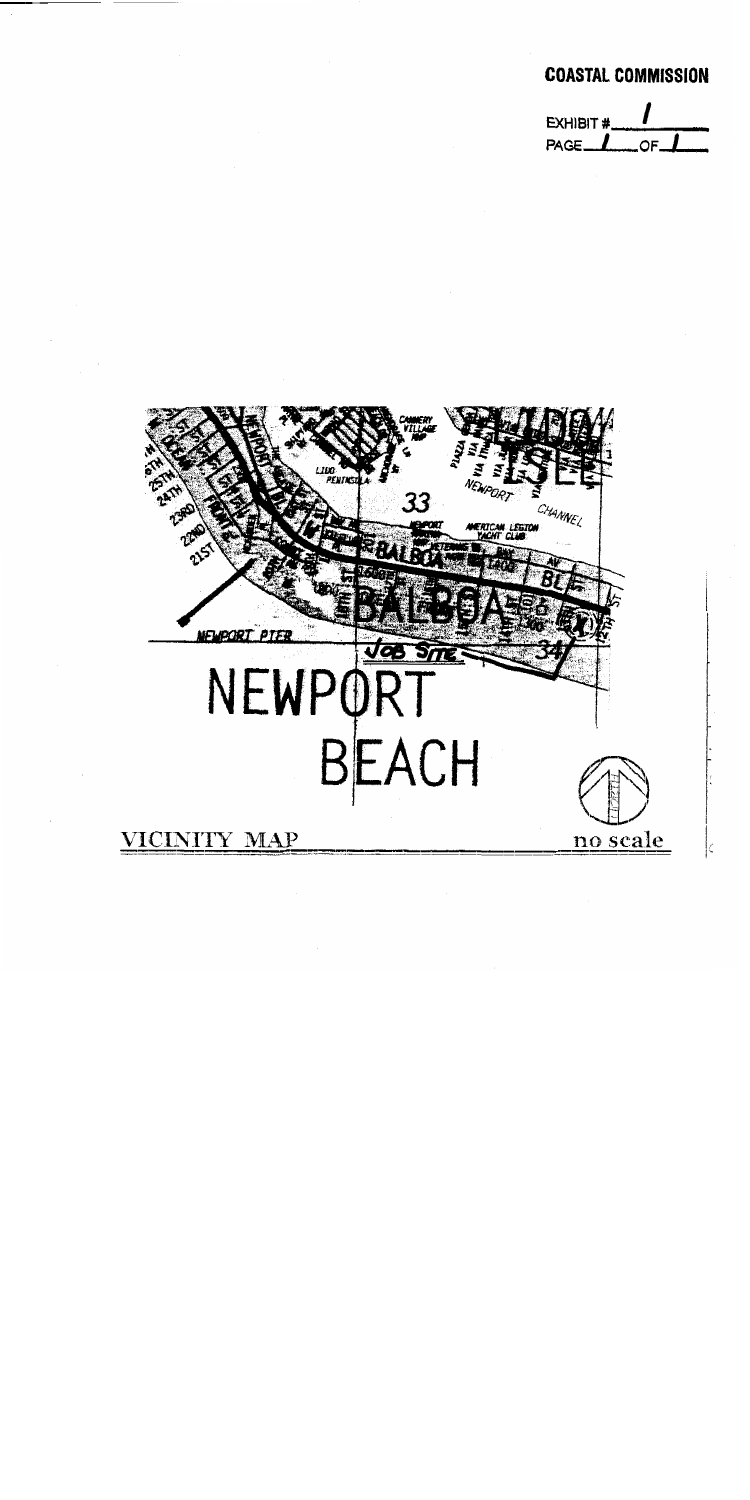**COASTAL COMMISSION**

EXHIBIT # 1

PAGE 1 OF 1

NEWPORT BEACH

VICINITY MAP

no scale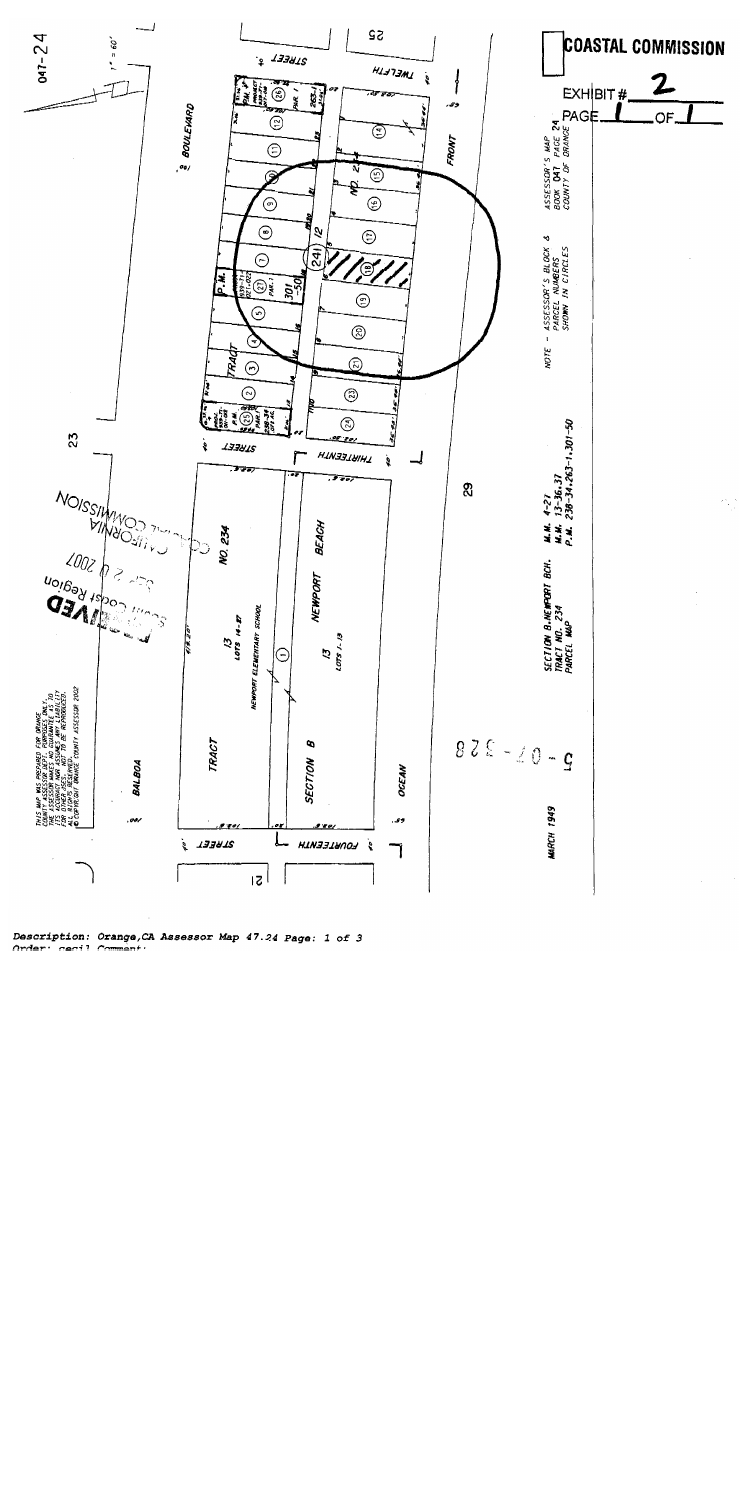**COASTAL COMMISSION**

EXHIBIT # 2

PAGE 1 OF 1

047-24

1" = 60'

ASSESSOR'S MAP
BOOK 047 PAGE 24
COUNTY OF ORANGE

NOTE - ASSESSOR'S BLOCK & PARCEL NUMBERS SHOWN IN CIRCLES

SECTION B NEWPORT BCH.
TRACT NO. 234
PARCEL MAP

M.M. 4-27
M.M. 13-36,37
P.M. 238-34,263-1,301-50

MARCH 1949

THIS MAP WAS PREPARED FOR ORANGE COUNTY ASSESSOR DEPT. PURPOSES ONLY. THE ASSESSOR MAKES NO GUARANTEE AS TO ITS ACCURACY NOR ASSUMES ANY LIABILITY FOR OTHER USES. NOT TO BE REPRODUCED. ALL RIGHTS RESERVED. © COPYRIGHT ORANGE COUNTY ASSESSOR 2002

BALBOA BOULEVARD

TWELFTH STREET

THIRTEENTH STREET

FOURTEENTH STREET

OCEAN FRONT

TRACT NO. 234

SECTION B NEWPORT BEACH

NEWPORT ELEMENTARY SCHOOL

13 LOTS 14-27

13 LOTS 1-13

RECEIVED
South Coast Region
2007
CALIFORNIA COASTAL COMMISSION

5-07-328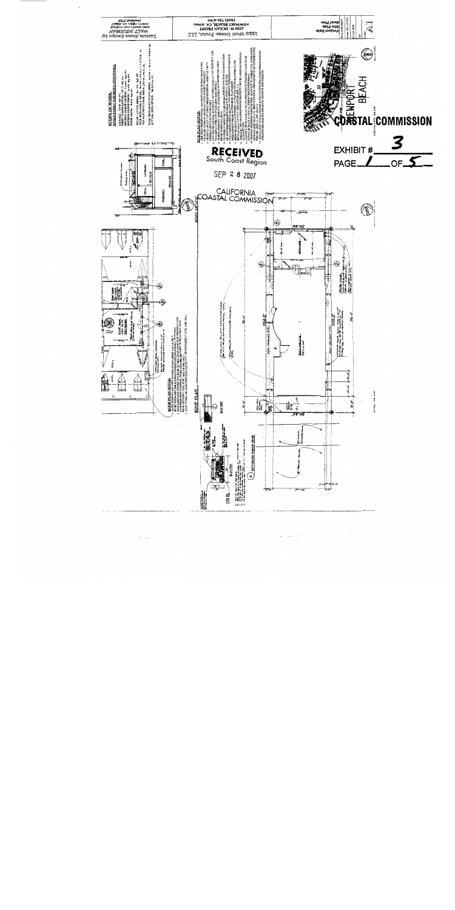RECEIVED
South Coast Region

SEP 2 8 2007

CALIFORNIA
COASTAL COMMISSION

COASTAL COMMISSION

EXHIBIT # 3
PAGE 1 OF 5

1220 West Ocean Front, LLC
1220 W. OCEAN FRONT
NEWPORT BEACH, CA 92661
(949) 723-8301

Project Data
Site Plan
Roof Plan

A1

SCOPE OF WORK:

SITE PLAN NOTES:

ROOF PLAN NOTES:

ROOF PLAN

SITE PLAN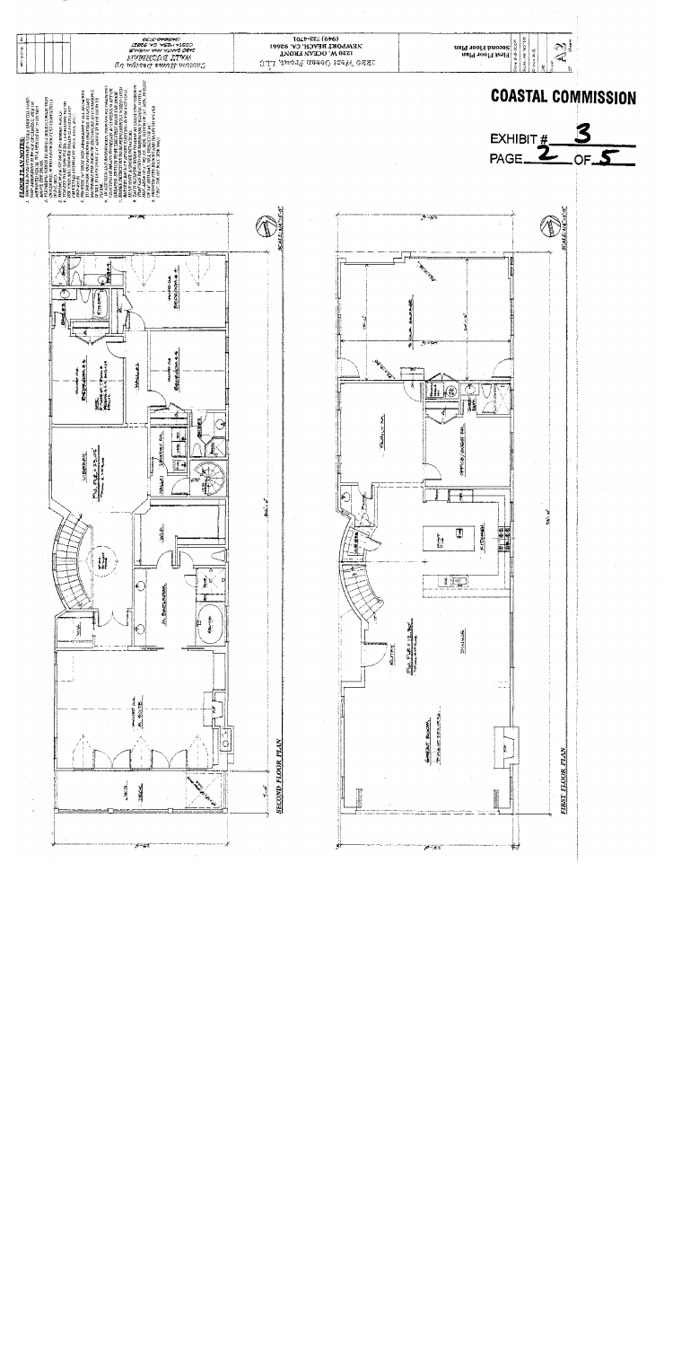# COASTAL COMMISSION

EXHIBIT # 3

PAGE 2 OF 5

## FLOOR PLAN NOTES:

## SECOND FLOOR PLAN

## FIRST FLOOR PLAN

1220 West Ocean Front, LLC

1220 W. OCEAN FRONT

NEWPORT BEACH, CA 92661

(949) 723-4701

Custom Home Design Co.

WALT BOSHMAN

COSTA MESA, CA 92627

Second Floor Plan

First Floor Plan

A2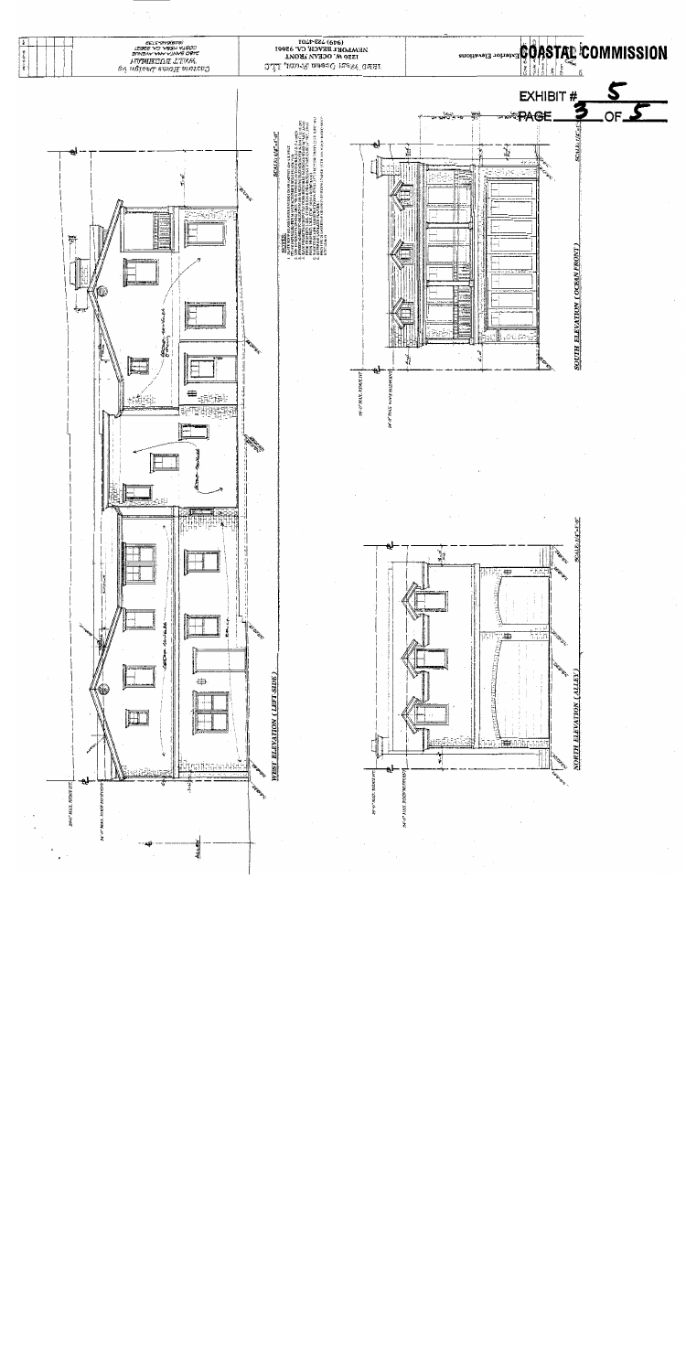# COASTAL COMMISSION

EXHIBIT # 5

PAGE 3 OF 5

Exterior Elevations

1220 West Ocean Front, LLC

1220 W. OCEAN FRONT

NEWPORT BEACH, CA. 92661

(949) 723-4701

Custom Home Designs by

WALT SUTHERLAND

2850 SANTA ANA AVENUE

COSTA MESA, CA 92627

SOUTH ELEVATION (OCEAN FRONT)

NORTH ELEVATION (ALLEY)

WEST ELEVATION (LEFT SIDE)

29'-0" MAX. RIDGE HT.

24'-0" MAX. ROOF HGT/POINT

ALLEY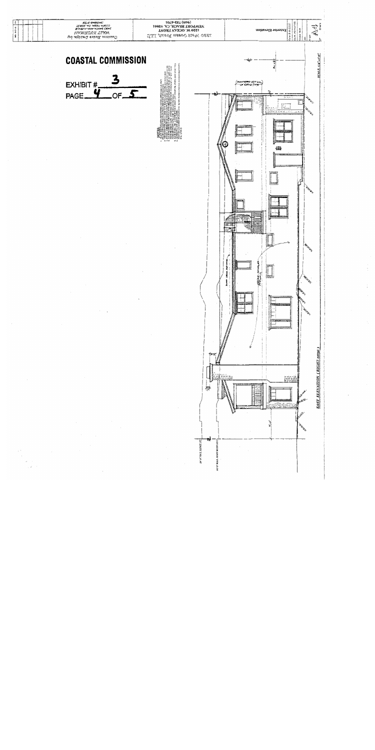COASTAL COMMISSION

EXHIBIT # 3

PAGE 4 OF 5

Custom Home Design by
MATT RUSSELL
2390 SANTA ANA AVENUE
COSTA MESA, CA 92627
949-4-3139

1220 West Ocean Front, LLC
1220 W. OCEAN FRONT
NEWPORT BEACH, CA 92661
(949) 723-0701

Exterior Elevation

EAST ELEVATION (RIGHT SIDE)

SCALE: 1/4"=1'-0"

NOTES:

24'-0" MAX. RIDGE HT.

29'-0" MAX. ROOF HEIGHT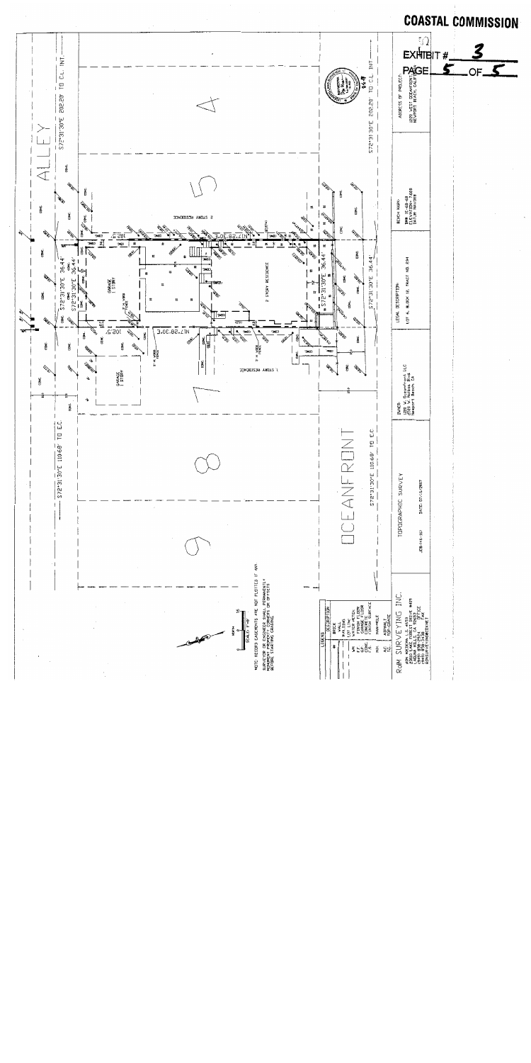**COASTAL COMMISSION**

EXHIBIT # 3

PAGE 5 OF 5

ALLEY

S72°31'30"E 202.20' TO C.L. INT.

OCEANFRONT

S72°31'30"E 202.20' TO C.L. INT.

S72°31'30"E 110.68' TO E.C.

S72°31'30"E 110.68' TO E.C.

S72°31'30"E 36.44'

N17°28'30"E 108.5'

2 STORY RESIDENCE

GARAGE 1 STORY

1 STORY RESIDENCE

NOTE: RECORD EASEMENTS ARE NOT PLOTTED IF ANY.

SURVEYOR OR ENGINEER SHALL PERMANENTLY MONUMENT PROPERTY CORNERS OR OFFSETS BEFORE STARTING GRADING.

| LEGEND | DESCRIPTION |
|---|---|
| | BRICK |
| | WALL |
| | RAILING |
| | LOT LINE |
| WM | WATER METER |
| F.F. | FINISH FLOOR |
| G.F. | GARAGE FLOOR |
| CONC | CONCRETE |
| F.S. | FINISH SURFACE |
| MH | MANHOLE |
| AC | ASPHALT |
| T.G. | TOP GRATE |

RdM SURVEYING INC.

TOPOGRAPHIC SURVEY

JOB: DATE: 07/16/2007

OWNER: 1205 W. Oceanfront LLC, 1205 W. Balboa Blvd, Newport Beach, CA

LEGAL DESCRIPTION: LOT 6, BLOCK 12, TRACT NO. 234

BENCH MARK: ELEVATION= DATUM:

ADDRESS OF PROJECT: 1205 WEST OCEANFRONT, NEWPORT BEACH, CALIF.